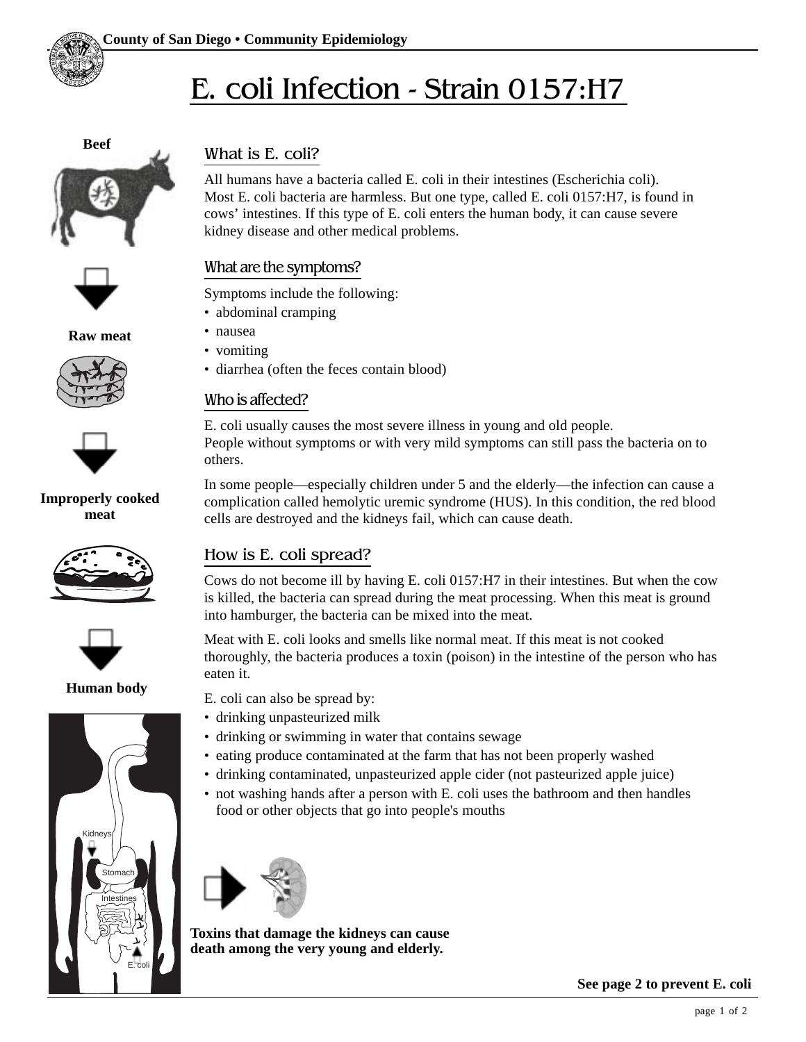County of San Diego • Community Epidemiology

# E. coli Infection - Strain 0157:H7

**Beef**

**Raw meat**

**Improperly cooked meat**

**Human body**

## What is E. coli?

All humans have a bacteria called E. coli in their intestines (Escherichia coli). Most E. coli bacteria are harmless. But one type, called E. coli 0157:H7, is found in cows' intestines. If this type of E. coli enters the human body, it can cause severe kidney disease and other medical problems.

## What are the symptoms?

Symptoms include the following:

- abdominal cramping
- nausea
- vomiting
- diarrhea (often the feces contain blood)

## Who is affected?

E. coli usually causes the most severe illness in young and old people. People without symptoms or with very mild symptoms can still pass the bacteria on to others.

In some people—especially children under 5 and the elderly—the infection can cause a complication called hemolytic uremic syndrome (HUS). In this condition, the red blood cells are destroyed and the kidneys fail, which can cause death.

## How is E. coli spread?

Cows do not become ill by having E. coli 0157:H7 in their intestines. But when the cow is killed, the bacteria can spread during the meat processing. When this meat is ground into hamburger, the bacteria can be mixed into the meat.

Meat with E. coli looks and smells like normal meat. If this meat is not cooked thoroughly, the bacteria produces a toxin (poison) in the intestine of the person who has eaten it.

E. coli can also be spread by:

- drinking unpasteurized milk
- drinking or swimming in water that contains sewage
- eating produce contaminated at the farm that has not been properly washed
- drinking contaminated, unpasteurized apple cider (not pasteurized apple juice)
- not washing hands after a person with E. coli uses the bathroom and then handles food or other objects that go into people's mouths

**Toxins that damage the kidneys can cause death among the very young and elderly.**

**See page 2 to prevent E. coli**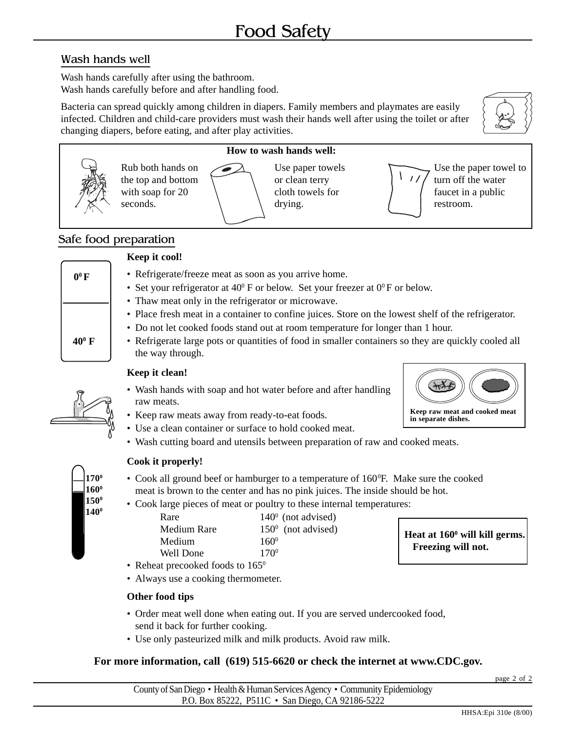# Food Safety

## Wash hands well

Wash hands carefully after using the bathroom.
Wash hands carefully before and after handling food.

Bacteria can spread quickly among children in diapers. Family members and playmates are easily infected. Children and child-care providers must wash their hands well after using the toilet or after changing diapers, before eating, and after play activities.

**How to wash hands well:**

Rub both hands on the top and bottom with soap for 20 seconds.

Use paper towels or clean terry cloth towels for drying.

Use the paper towel to turn off the water faucet in a public restroom.

## Safe food preparation

0$^0$ F

40$^0$ F

**Keep it cool!**

- Refrigerate/freeze meat as soon as you arrive home.
- Set your refrigerator at 40$^0$ F or below. Set your freezer at 0$^0$ F or below.
- Thaw meat only in the refrigerator or microwave.
- Place fresh meat in a container to confine juices. Store on the lowest shelf of the refrigerator.
- Do not let cooked foods stand out at room temperature for longer than 1 hour.
- Refrigerate large pots or quantities of food in smaller containers so they are quickly cooled all the way through.

**Keep it clean!**

- Wash hands with soap and hot water before and after handling raw meats.
- Keep raw meats away from ready-to-eat foods.
- Use a clean container or surface to hold cooked meat.
- Wash cutting board and utensils between preparation of raw and cooked meats.

**Keep raw meat and cooked meat in separate dishes.**

**Cook it properly!**

170$^0$
160$^0$
150$^0$
140$^0$

- Cook all ground beef or hamburger to a temperature of 160$^0$F. Make sure the cooked meat is brown to the center and has no pink juices. The inside should be hot.
- Cook large pieces of meat or poultry to these internal temperatures:

| | |
|---|---|
| Rare | 140$^0$ (not advised) |
| Medium Rare | 150$^0$ (not advised) |
| Medium | 160$^0$ |
| Well Done | 170$^0$ |

- Reheat precooked foods to 165$^0$
- Always use a cooking thermometer.

**Heat at 160$^0$ will kill germs. Freezing will not.**

**Other food tips**

- Order meat well done when eating out. If you are served undercooked food, send it back for further cooking.
- Use only pasteurized milk and milk products. Avoid raw milk.

**For more information, call (619) 515-6620 or check the internet at www.CDC.gov.**

County of San Diego • Health & Human Services Agency • Community Epidemiology
P.O. Box 85222, P511C • San Diego, CA 92186-5222

HHSA:Epi 310e (8/00)